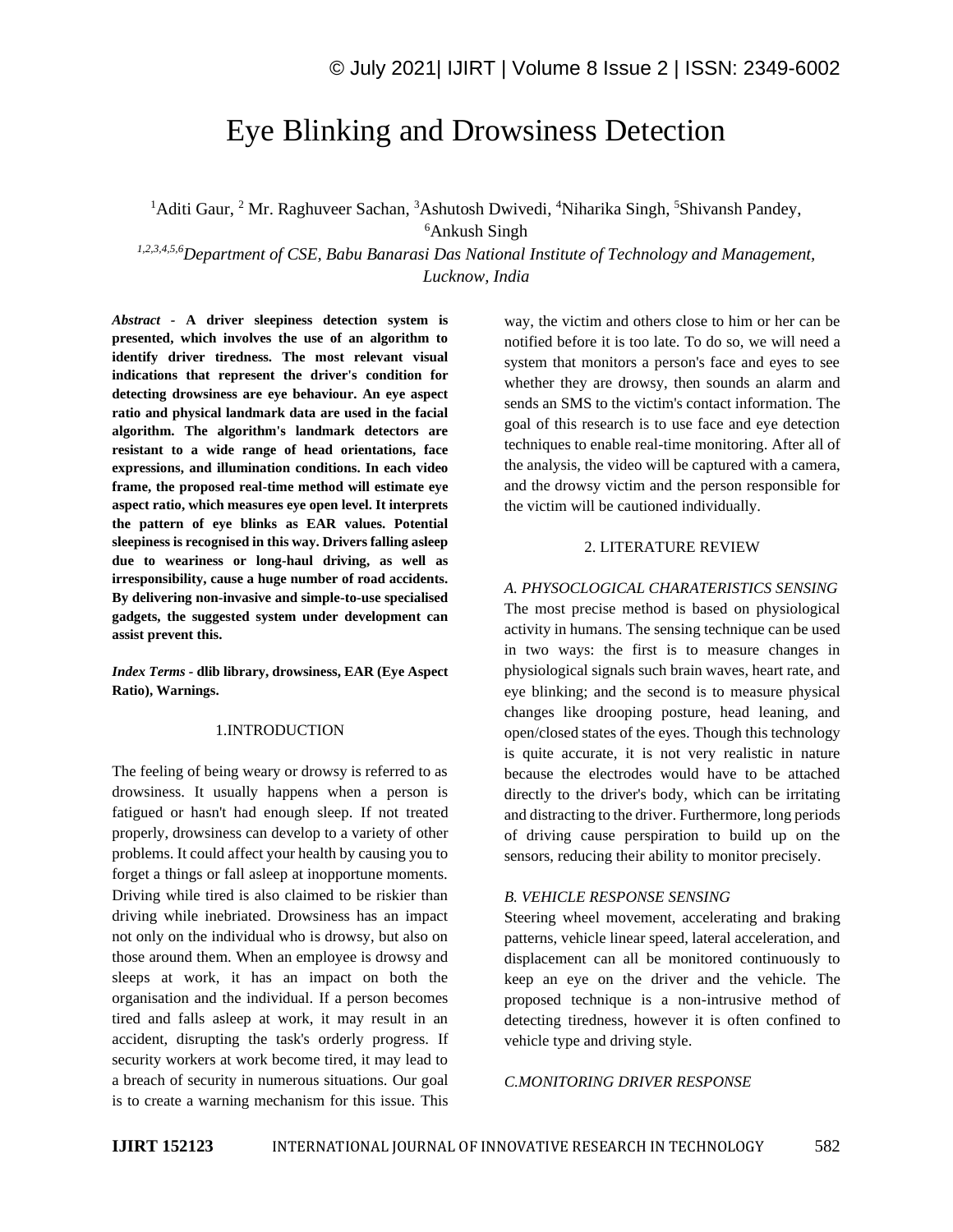# Eye Blinking and Drowsiness Detection

[1]Aditi Gaur, [2] Mr. Raghuveer Sachan, [3]Ashutosh Dwivedi, [4]Niharika Singh, [5]Shivansh Pandey, [6]Ankush Singh

*[1,2,3,4,5,6]Department of CSE, Babu Banarasi Das National Institute of Technology and Management, Lucknow, India*

***Abstract* - A driver sleepiness detection system is presented, which involves the use of an algorithm to identify driver tiredness. The most relevant visual indications that represent the driver's condition for detecting drowsiness are eye behaviour. An eye aspect ratio and physical landmark data are used in the facial algorithm. The algorithm's landmark detectors are resistant to a wide range of head orientations, face expressions, and illumination conditions. In each video frame, the proposed real-time method will estimate eye aspect ratio, which measures eye open level. It interprets the pattern of eye blinks as EAR values. Potential sleepiness is recognised in this way. Drivers falling asleep due to weariness or long-haul driving, as well as irresponsibility, cause a huge number of road accidents. By delivering non-invasive and simple-to-use specialised gadgets, the suggested system under development can assist prevent this.**

***Index Terms* - dlib library, drowsiness, EAR (Eye Aspect Ratio), Warnings.**

## 1.INTRODUCTION

The feeling of being weary or drowsy is referred to as drowsiness. It usually happens when a person is fatigued or hasn't had enough sleep. If not treated properly, drowsiness can develop to a variety of other problems. It could affect your health by causing you to forget a things or fall asleep at inopportune moments. Driving while tired is also claimed to be riskier than driving while inebriated. Drowsiness has an impact not only on the individual who is drowsy, but also on those around them. When an employee is drowsy and sleeps at work, it has an impact on both the organisation and the individual. If a person becomes tired and falls asleep at work, it may result in an accident, disrupting the task's orderly progress. If security workers at work become tired, it may lead to a breach of security in numerous situations. Our goal is to create a warning mechanism for this issue. This way, the victim and others close to him or her can be notified before it is too late. To do so, we will need a system that monitors a person's face and eyes to see whether they are drowsy, then sounds an alarm and sends an SMS to the victim's contact information. The goal of this research is to use face and eye detection techniques to enable real-time monitoring. After all of the analysis, the video will be captured with a camera, and the drowsy victim and the person responsible for the victim will be cautioned individually.

## 2. LITERATURE REVIEW

### *A. PHYSOCLOGICAL CHARATERISTICS SENSING*

The most precise method is based on physiological activity in humans. The sensing technique can be used in two ways: the first is to measure changes in physiological signals such brain waves, heart rate, and eye blinking; and the second is to measure physical changes like drooping posture, head leaning, and open/closed states of the eyes. Though this technology is quite accurate, it is not very realistic in nature because the electrodes would have to be attached directly to the driver's body, which can be irritating and distracting to the driver. Furthermore, long periods of driving cause perspiration to build up on the sensors, reducing their ability to monitor precisely.

### *B. VEHICLE RESPONSE SENSING*

Steering wheel movement, accelerating and braking patterns, vehicle linear speed, lateral acceleration, and displacement can all be monitored continuously to keep an eye on the driver and the vehicle. The proposed technique is a non-intrusive method of detecting tiredness, however it is often confined to vehicle type and driving style.

### *C.MONITORING DRIVER RESPONSE*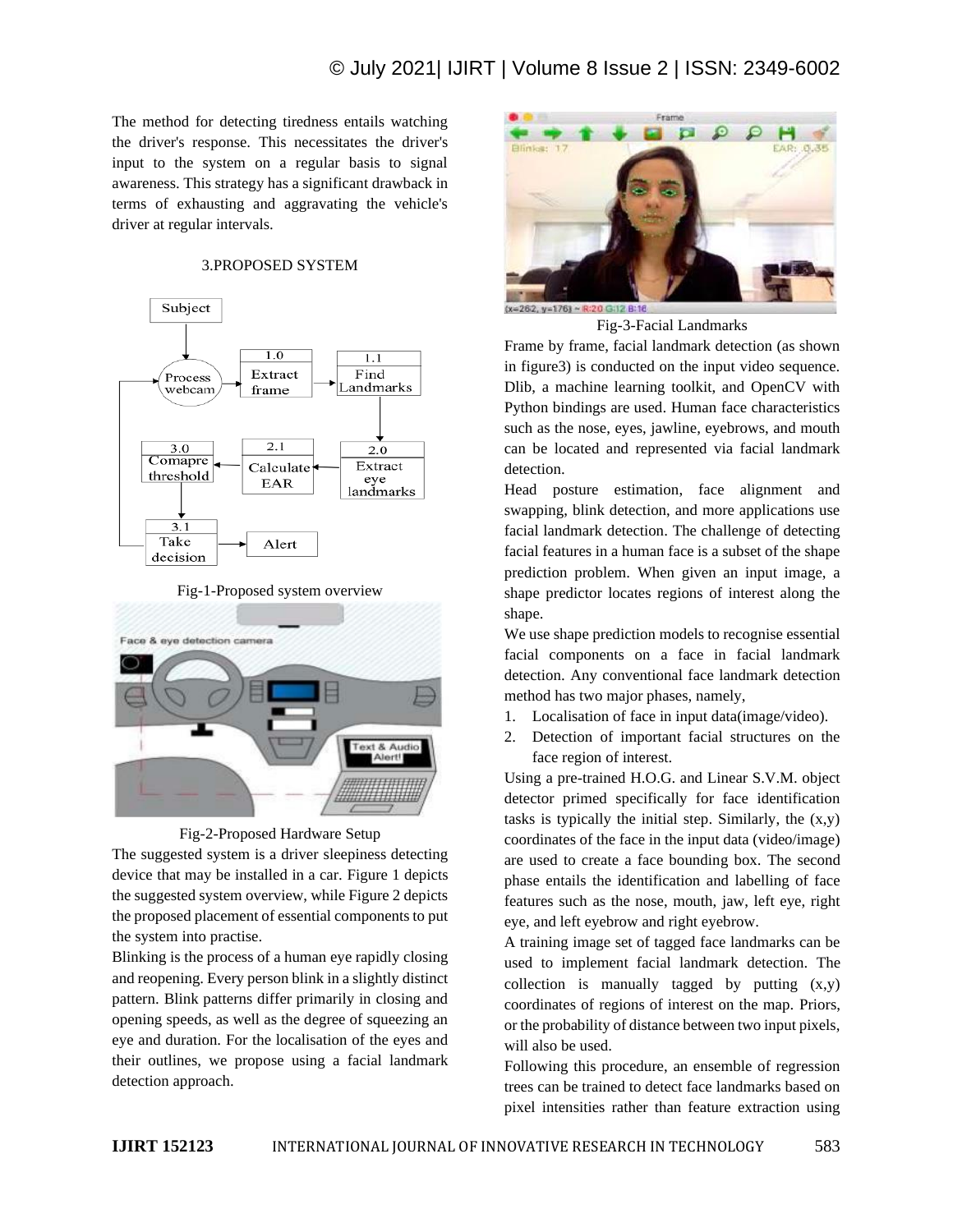The method for detecting tiredness entails watching the driver's response. This necessitates the driver's input to the system on a regular basis to signal awareness. This strategy has a significant drawback in terms of exhausting and aggravating the vehicle's driver at regular intervals.

## 3.PROPOSED SYSTEM

Fig-1-Proposed system overview

Fig-2-Proposed Hardware Setup

The suggested system is a driver sleepiness detecting device that may be installed in a car. Figure 1 depicts the suggested system overview, while Figure 2 depicts the proposed placement of essential components to put the system into practise.

Blinking is the process of a human eye rapidly closing and reopening. Every person blink in a slightly distinct pattern. Blink patterns differ primarily in closing and opening speeds, as well as the degree of squeezing an eye and duration. For the localisation of the eyes and their outlines, we propose using a facial landmark detection approach.

Fig-3-Facial Landmarks

Frame by frame, facial landmark detection (as shown in figure3) is conducted on the input video sequence. Dlib, a machine learning toolkit, and OpenCV with Python bindings are used. Human face characteristics such as the nose, eyes, jawline, eyebrows, and mouth can be located and represented via facial landmark detection.

Head posture estimation, face alignment and swapping, blink detection, and more applications use facial landmark detection. The challenge of detecting facial features in a human face is a subset of the shape prediction problem. When given an input image, a shape predictor locates regions of interest along the shape.

We use shape prediction models to recognise essential facial components on a face in facial landmark detection. Any conventional face landmark detection method has two major phases, namely,

1. Localisation of face in input data(image/video).
2. Detection of important facial structures on the face region of interest.

Using a pre-trained H.O.G. and Linear S.V.M. object detector primed specifically for face identification tasks is typically the initial step. Similarly, the (x,y) coordinates of the face in the input data (video/image) are used to create a face bounding box. The second phase entails the identification and labelling of face features such as the nose, mouth, jaw, left eye, right eye, and left eyebrow and right eyebrow.

A training image set of tagged face landmarks can be used to implement facial landmark detection. The collection is manually tagged by putting (x,y) coordinates of regions of interest on the map. Priors, or the probability of distance between two input pixels, will also be used.

Following this procedure, an ensemble of regression trees can be trained to detect face landmarks based on pixel intensities rather than feature extraction using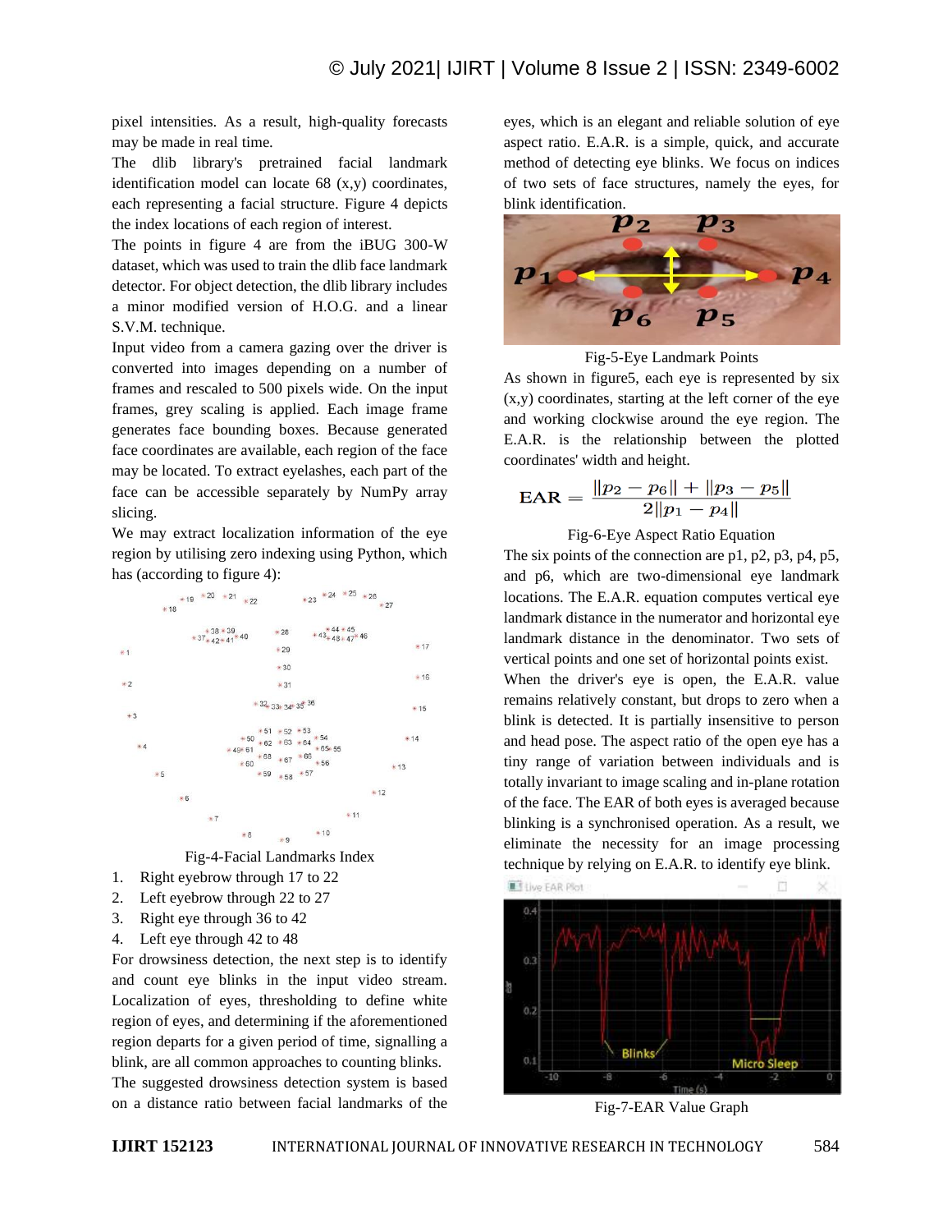pixel intensities. As a result, high-quality forecasts may be made in real time.

The dlib library's pretrained facial landmark identification model can locate 68 (x,y) coordinates, each representing a facial structure. Figure 4 depicts the index locations of each region of interest.

The points in figure 4 are from the iBUG 300-W dataset, which was used to train the dlib face landmark detector. For object detection, the dlib library includes a minor modified version of H.O.G. and a linear S.V.M. technique.

Input video from a camera gazing over the driver is converted into images depending on a number of frames and rescaled to 500 pixels wide. On the input frames, grey scaling is applied. Each image frame generates face bounding boxes. Because generated face coordinates are available, each region of the face may be located. To extract eyelashes, each part of the face can be accessible separately by NumPy array slicing.

We may extract localization information of the eye region by utilising zero indexing using Python, which has (according to figure 4):

Fig-4-Facial Landmarks Index

1. Right eyebrow through 17 to 22
2. Left eyebrow through 22 to 27
3. Right eye through 36 to 42
4. Left eye through 42 to 48

For drowsiness detection, the next step is to identify and count eye blinks in the input video stream. Localization of eyes, thresholding to define white region of eyes, and determining if the aforementioned region departs for a given period of time, signalling a blink, are all common approaches to counting blinks.

The suggested drowsiness detection system is based on a distance ratio between facial landmarks of the eyes, which is an elegant and reliable solution of eye aspect ratio. E.A.R. is a simple, quick, and accurate method of detecting eye blinks. We focus on indices of two sets of face structures, namely the eyes, for blink identification.

Fig-5-Eye Landmark Points

As shown in figure5, each eye is represented by six (x,y) coordinates, starting at the left corner of the eye and working clockwise around the eye region. The E.A.R. is the relationship between the plotted coordinates' width and height.

$$\text{EAR} = \frac{\|p_2 - p_6\| + \|p_3 - p_5\|}{2\|p_1 - p_4\|}$$

Fig-6-Eye Aspect Ratio Equation

The six points of the connection are p1, p2, p3, p4, p5, and p6, which are two-dimensional eye landmark locations. The E.A.R. equation computes vertical eye landmark distance in the numerator and horizontal eye landmark distance in the denominator. Two sets of vertical points and one set of horizontal points exist.

When the driver's eye is open, the E.A.R. value remains relatively constant, but drops to zero when a blink is detected. It is partially insensitive to person and head pose. The aspect ratio of the open eye has a tiny range of variation between individuals and is totally invariant to image scaling and in-plane rotation of the face. The EAR of both eyes is averaged because blinking is a synchronised operation. As a result, we eliminate the necessity for an image processing technique by relying on E.A.R. to identify eye blink.

Fig-7-EAR Value Graph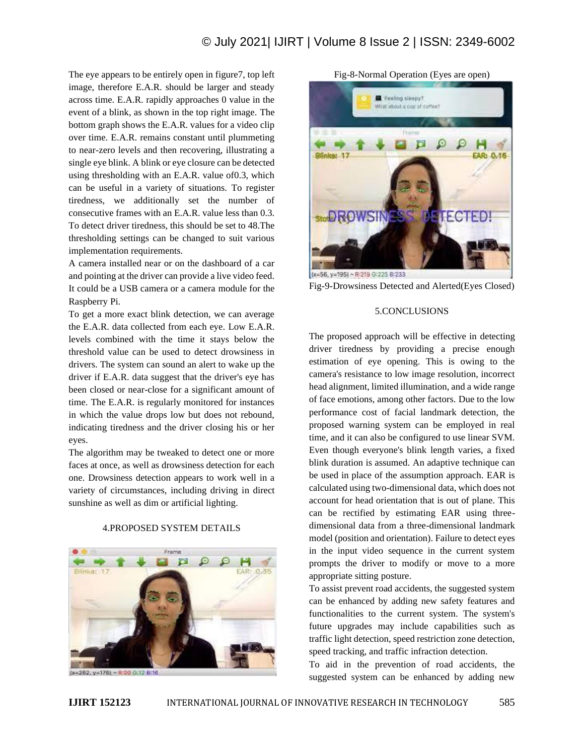The eye appears to be entirely open in figure7, top left image, therefore E.A.R. should be larger and steady across time. E.A.R. rapidly approaches 0 value in the event of a blink, as shown in the top right image. The bottom graph shows the E.A.R. values for a video clip over time. E.A.R. remains constant until plummeting to near-zero levels and then recovering, illustrating a single eye blink. A blink or eye closure can be detected using thresholding with an E.A.R. value of0.3, which can be useful in a variety of situations. To register tiredness, we additionally set the number of consecutive frames with an E.A.R. value less than 0.3. To detect driver tiredness, this should be set to 48.The thresholding settings can be changed to suit various implementation requirements.

A camera installed near or on the dashboard of a car and pointing at the driver can provide a live video feed. It could be a USB camera or a camera module for the Raspberry Pi.

To get a more exact blink detection, we can average the E.A.R. data collected from each eye. Low E.A.R. levels combined with the time it stays below the threshold value can be used to detect drowsiness in drivers. The system can sound an alert to wake up the driver if E.A.R. data suggest that the driver's eye has been closed or near-close for a significant amount of time. The E.A.R. is regularly monitored for instances in which the value drops low but does not rebound, indicating tiredness and the driver closing his or her eyes.

The algorithm may be tweaked to detect one or more faces at once, as well as drowsiness detection for each one. Drowsiness detection appears to work well in a variety of circumstances, including driving in direct sunshine as well as dim or artificial lighting.

## 4.PROPOSED SYSTEM DETAILS

Fig-8-Normal Operation (Eyes are open)

Fig-9-Drowsiness Detected and Alerted(Eyes Closed)

## 5.CONCLUSIONS

The proposed approach will be effective in detecting driver tiredness by providing a precise enough estimation of eye opening. This is owing to the camera's resistance to low image resolution, incorrect head alignment, limited illumination, and a wide range of face emotions, among other factors. Due to the low performance cost of facial landmark detection, the proposed warning system can be employed in real time, and it can also be configured to use linear SVM. Even though everyone's blink length varies, a fixed blink duration is assumed. An adaptive technique can be used in place of the assumption approach. EAR is calculated using two-dimensional data, which does not account for head orientation that is out of plane. This can be rectified by estimating EAR using three-dimensional data from a three-dimensional landmark model (position and orientation). Failure to detect eyes in the input video sequence in the current system prompts the driver to modify or move to a more appropriate sitting posture.

To assist prevent road accidents, the suggested system can be enhanced by adding new safety features and functionalities to the current system. The system's future upgrades may include capabilities such as traffic light detection, speed restriction zone detection, speed tracking, and traffic infraction detection.

To aid in the prevention of road accidents, the suggested system can be enhanced by adding new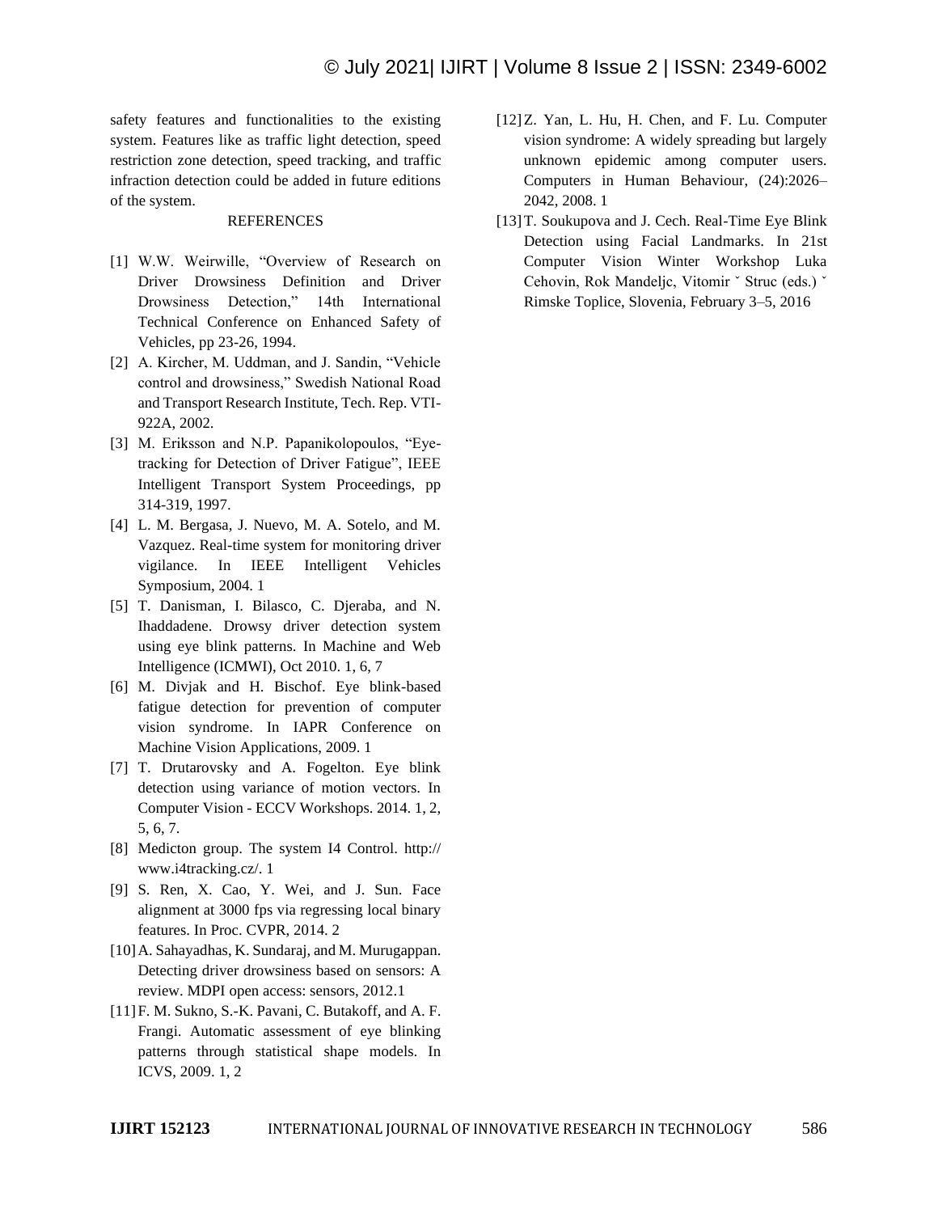safety features and functionalities to the existing system. Features like as traffic light detection, speed restriction zone detection, speed tracking, and traffic infraction detection could be added in future editions of the system.

## REFERENCES

[1] W.W. Weirwille, "Overview of Research on Driver Drowsiness Definition and Driver Drowsiness Detection," 14th International Technical Conference on Enhanced Safety of Vehicles, pp 23-26, 1994.

[2] A. Kircher, M. Uddman, and J. Sandin, "Vehicle control and drowsiness," Swedish National Road and Transport Research Institute, Tech. Rep. VTI-922A, 2002.

[3] M. Eriksson and N.P. Papanikolopoulos, "Eye-tracking for Detection of Driver Fatigue", IEEE Intelligent Transport System Proceedings, pp 314-319, 1997.

[4] L. M. Bergasa, J. Nuevo, M. A. Sotelo, and M. Vazquez. Real-time system for monitoring driver vigilance. In IEEE Intelligent Vehicles Symposium, 2004. 1

[5] T. Danisman, I. Bilasco, C. Djeraba, and N. Ihaddadene. Drowsy driver detection system using eye blink patterns. In Machine and Web Intelligence (ICMWI), Oct 2010. 1, 6, 7

[6] M. Divjak and H. Bischof. Eye blink-based fatigue detection for prevention of computer vision syndrome. In IAPR Conference on Machine Vision Applications, 2009. 1

[7] T. Drutarovsky and A. Fogelton. Eye blink detection using variance of motion vectors. In Computer Vision - ECCV Workshops. 2014. 1, 2, 5, 6, 7.

[8] Medicton group. The system I4 Control. http:// www.i4tracking.cz/. 1

[9] S. Ren, X. Cao, Y. Wei, and J. Sun. Face alignment at 3000 fps via regressing local binary features. In Proc. CVPR, 2014. 2

[10] A. Sahayadhas, K. Sundaraj, and M. Murugappan. Detecting driver drowsiness based on sensors: A review. MDPI open access: sensors, 2012.1

[11] F. M. Sukno, S.-K. Pavani, C. Butakoff, and A. F. Frangi. Automatic assessment of eye blinking patterns through statistical shape models. In ICVS, 2009. 1, 2

[12] Z. Yan, L. Hu, H. Chen, and F. Lu. Computer vision syndrome: A widely spreading but largely unknown epidemic among computer users. Computers in Human Behaviour, (24):2026–2042, 2008. 1

[13] T. Soukupova and J. Cech. Real-Time Eye Blink Detection using Facial Landmarks. In 21st Computer Vision Winter Workshop Luka Cehovin, Rok Mandeljc, Vitomir ˇ Struc (eds.) ˇ Rimske Toplice, Slovenia, February 3–5, 2016